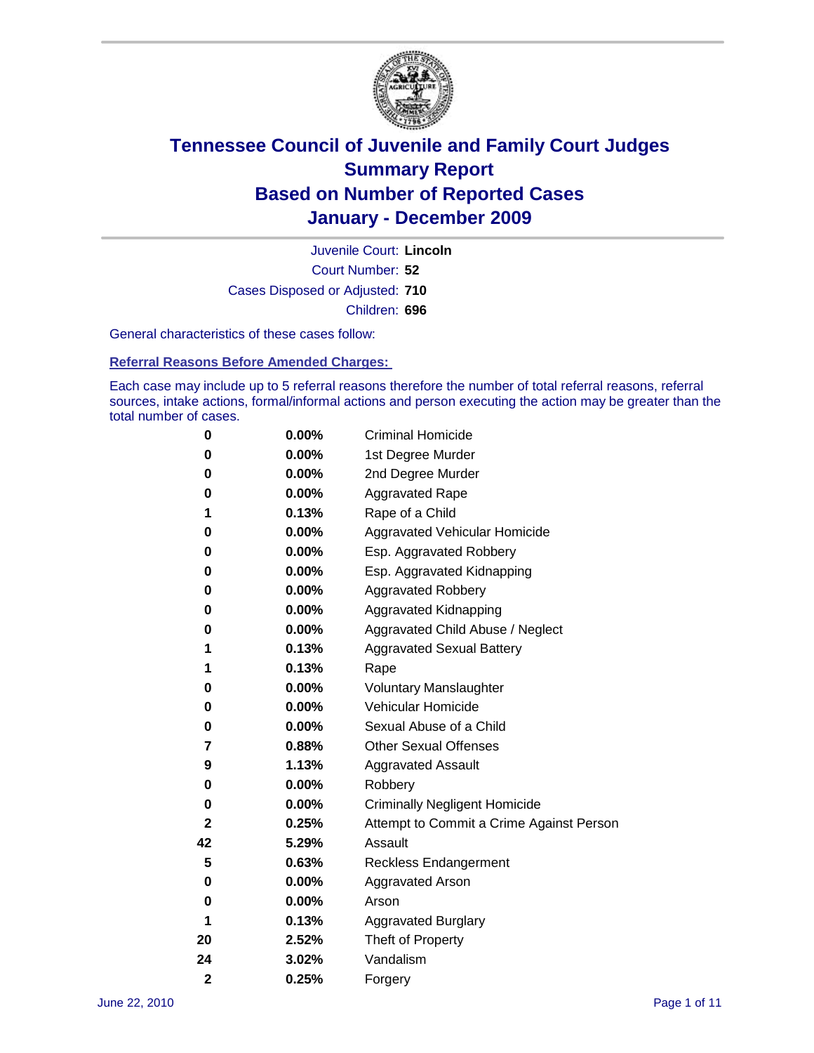# Tennessee Council of Juvenile and Family Court Judges
# Summary Report
# Based on Number of Reported Cases
# January - December 2009

Juvenile Court: **Lincoln**

Court Number: **52**

Cases Disposed or Adjusted: **710**

Children: **696**

General characteristics of these cases follow:

## Referral Reasons Before Amended Charges:

Each case may include up to 5 referral reasons therefore the number of total referral reasons, referral sources, intake actions, formal/informal actions and person executing the action may be greater than the total number of cases.

| | | |
|---|---|---|
| 0 | 0.00% | Criminal Homicide |
| 0 | 0.00% | 1st Degree Murder |
| 0 | 0.00% | 2nd Degree Murder |
| 0 | 0.00% | Aggravated Rape |
| 1 | 0.13% | Rape of a Child |
| 0 | 0.00% | Aggravated Vehicular Homicide |
| 0 | 0.00% | Esp. Aggravated Robbery |
| 0 | 0.00% | Esp. Aggravated Kidnapping |
| 0 | 0.00% | Aggravated Robbery |
| 0 | 0.00% | Aggravated Kidnapping |
| 0 | 0.00% | Aggravated Child Abuse / Neglect |
| 1 | 0.13% | Aggravated Sexual Battery |
| 1 | 0.13% | Rape |
| 0 | 0.00% | Voluntary Manslaughter |
| 0 | 0.00% | Vehicular Homicide |
| 0 | 0.00% | Sexual Abuse of a Child |
| 7 | 0.88% | Other Sexual Offenses |
| 9 | 1.13% | Aggravated Assault |
| 0 | 0.00% | Robbery |
| 0 | 0.00% | Criminally Negligent Homicide |
| 2 | 0.25% | Attempt to Commit a Crime Against Person |
| 42 | 5.29% | Assault |
| 5 | 0.63% | Reckless Endangerment |
| 0 | 0.00% | Aggravated Arson |
| 0 | 0.00% | Arson |
| 1 | 0.13% | Aggravated Burglary |
| 20 | 2.52% | Theft of Property |
| 24 | 3.02% | Vandalism |
| 2 | 0.25% | Forgery |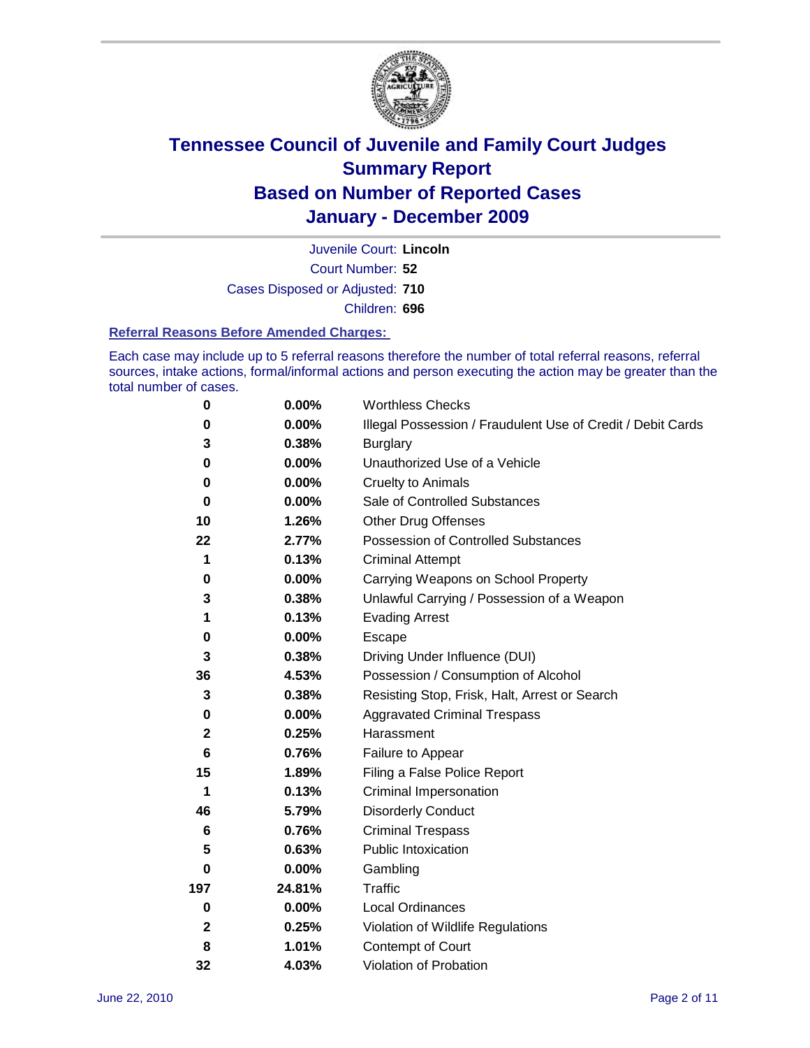# Tennessee Council of Juvenile and Family Court Judges
# Summary Report
# Based on Number of Reported Cases
# January - December 2009

Juvenile Court: **Lincoln**
Court Number: **52**
Cases Disposed or Adjusted: **710**
Children: **696**

### Referral Reasons Before Amended Charges:

Each case may include up to 5 referral reasons therefore the number of total referral reasons, referral sources, intake actions, formal/informal actions and person executing the action may be greater than the total number of cases.

| | | |
|---|---|---|
| 0 | 0.00% | Worthless Checks |
| 0 | 0.00% | Illegal Possession / Fraudulent Use of Credit / Debit Cards |
| 3 | 0.38% | Burglary |
| 0 | 0.00% | Unauthorized Use of a Vehicle |
| 0 | 0.00% | Cruelty to Animals |
| 0 | 0.00% | Sale of Controlled Substances |
| 10 | 1.26% | Other Drug Offenses |
| 22 | 2.77% | Possession of Controlled Substances |
| 1 | 0.13% | Criminal Attempt |
| 0 | 0.00% | Carrying Weapons on School Property |
| 3 | 0.38% | Unlawful Carrying / Possession of a Weapon |
| 1 | 0.13% | Evading Arrest |
| 0 | 0.00% | Escape |
| 3 | 0.38% | Driving Under Influence (DUI) |
| 36 | 4.53% | Possession / Consumption of Alcohol |
| 3 | 0.38% | Resisting Stop, Frisk, Halt, Arrest or Search |
| 0 | 0.00% | Aggravated Criminal Trespass |
| 2 | 0.25% | Harassment |
| 6 | 0.76% | Failure to Appear |
| 15 | 1.89% | Filing a False Police Report |
| 1 | 0.13% | Criminal Impersonation |
| 46 | 5.79% | Disorderly Conduct |
| 6 | 0.76% | Criminal Trespass |
| 5 | 0.63% | Public Intoxication |
| 0 | 0.00% | Gambling |
| 197 | 24.81% | Traffic |
| 0 | 0.00% | Local Ordinances |
| 2 | 0.25% | Violation of Wildlife Regulations |
| 8 | 1.01% | Contempt of Court |
| 32 | 4.03% | Violation of Probation |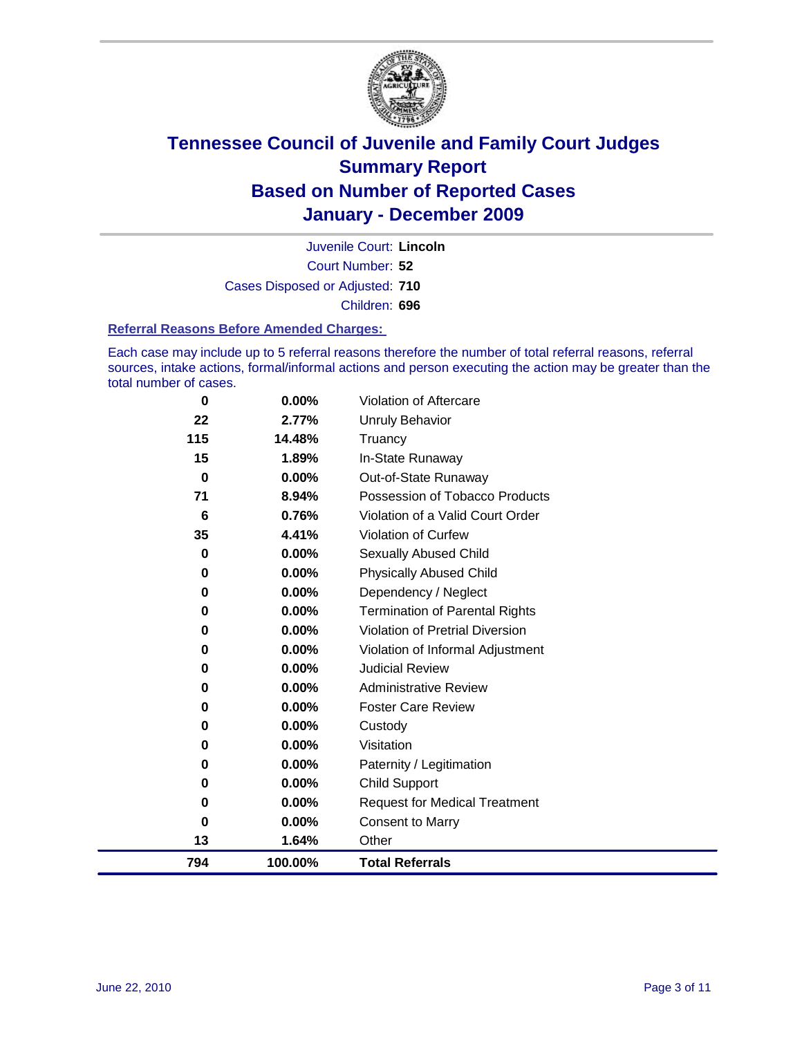# Tennessee Council of Juvenile and Family Court Judges
## Summary Report
## Based on Number of Reported Cases
## January - December 2009

Juvenile Court: **Lincoln**
Court Number: **52**
Cases Disposed or Adjusted: **710**
Children: **696**

### Referral Reasons Before Amended Charges:

Each case may include up to 5 referral reasons therefore the number of total referral reasons, referral sources, intake actions, formal/informal actions and person executing the action may be greater than the total number of cases.

| | | |
|---|---|---|
| 0 | 0.00% | Violation of Aftercare |
| 22 | 2.77% | Unruly Behavior |
| 115 | 14.48% | Truancy |
| 15 | 1.89% | In-State Runaway |
| 0 | 0.00% | Out-of-State Runaway |
| 71 | 8.94% | Possession of Tobacco Products |
| 6 | 0.76% | Violation of a Valid Court Order |
| 35 | 4.41% | Violation of Curfew |
| 0 | 0.00% | Sexually Abused Child |
| 0 | 0.00% | Physically Abused Child |
| 0 | 0.00% | Dependency / Neglect |
| 0 | 0.00% | Termination of Parental Rights |
| 0 | 0.00% | Violation of Pretrial Diversion |
| 0 | 0.00% | Violation of Informal Adjustment |
| 0 | 0.00% | Judicial Review |
| 0 | 0.00% | Administrative Review |
| 0 | 0.00% | Foster Care Review |
| 0 | 0.00% | Custody |
| 0 | 0.00% | Visitation |
| 0 | 0.00% | Paternity / Legitimation |
| 0 | 0.00% | Child Support |
| 0 | 0.00% | Request for Medical Treatment |
| 0 | 0.00% | Consent to Marry |
| 13 | 1.64% | Other |
| **794** | **100.00%** | **Total Referrals** |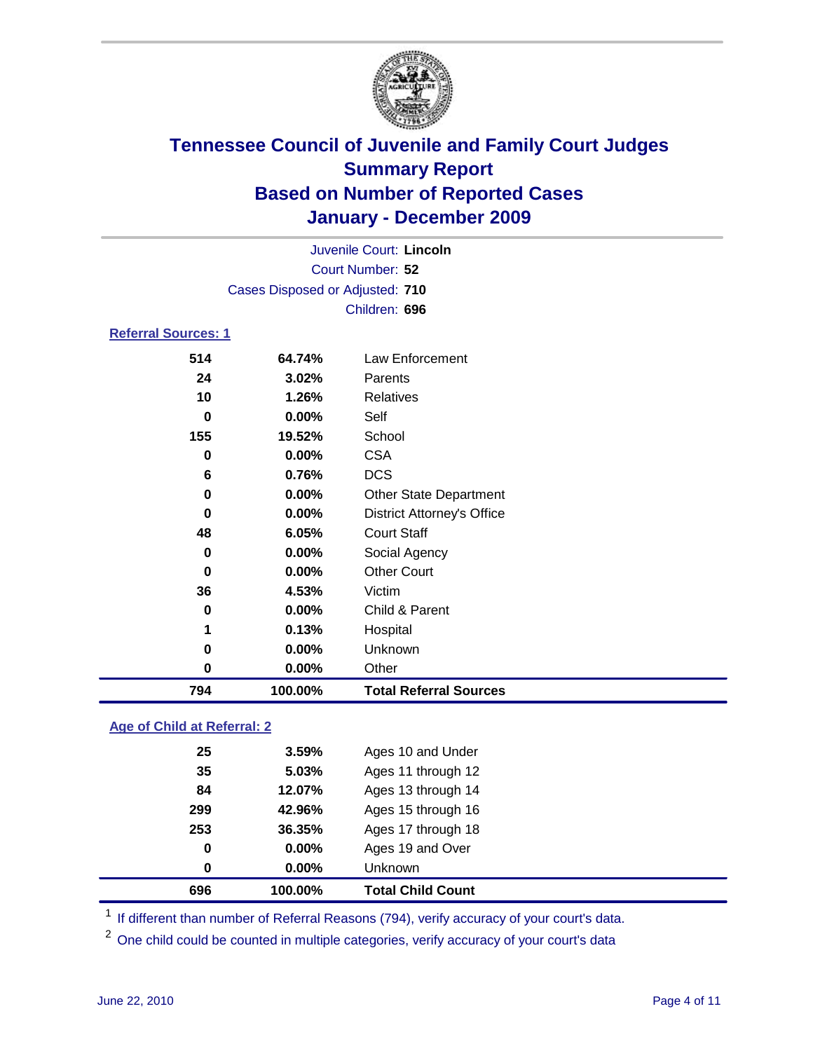# Tennessee Council of Juvenile and Family Court Judges
## Summary Report
## Based on Number of Reported Cases
## January - December 2009

Juvenile Court: **Lincoln**
Court Number: **52**
Cases Disposed or Adjusted: **710**
Children: **696**

### Referral Sources: 1

| | | |
|---|---|---|
| 514 | 64.74% | Law Enforcement |
| 24 | 3.02% | Parents |
| 10 | 1.26% | Relatives |
| 0 | 0.00% | Self |
| 155 | 19.52% | School |
| 0 | 0.00% | CSA |
| 6 | 0.76% | DCS |
| 0 | 0.00% | Other State Department |
| 0 | 0.00% | District Attorney's Office |
| 48 | 6.05% | Court Staff |
| 0 | 0.00% | Social Agency |
| 0 | 0.00% | Other Court |
| 36 | 4.53% | Victim |
| 0 | 0.00% | Child & Parent |
| 1 | 0.13% | Hospital |
| 0 | 0.00% | Unknown |
| 0 | 0.00% | Other |
| **794** | **100.00%** | **Total Referral Sources** |

### Age of Child at Referral: 2

| | | |
|---|---|---|
| 25 | 3.59% | Ages 10 and Under |
| 35 | 5.03% | Ages 11 through 12 |
| 84 | 12.07% | Ages 13 through 14 |
| 299 | 42.96% | Ages 15 through 16 |
| 253 | 36.35% | Ages 17 through 18 |
| 0 | 0.00% | Ages 19 and Over |
| 0 | 0.00% | Unknown |
| **696** | **100.00%** | **Total Child Count** |

[1] If different than number of Referral Reasons (794), verify accuracy of your court's data.

[2] One child could be counted in multiple categories, verify accuracy of your court's data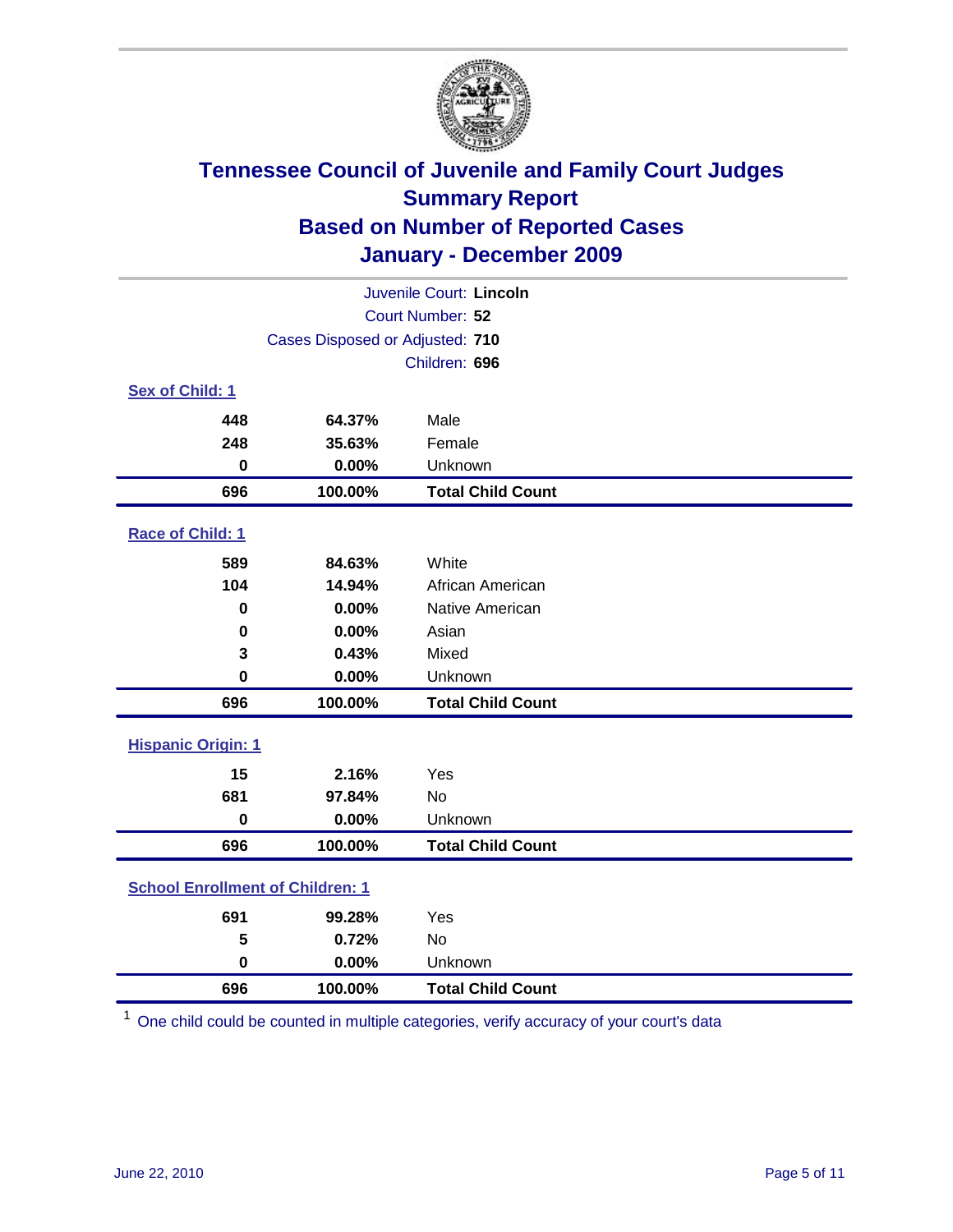# Tennessee Council of Juvenile and Family Court Judges
## Summary Report
## Based on Number of Reported Cases
## January - December 2009

Juvenile Court: **Lincoln**

Court Number: **52**

Cases Disposed or Adjusted: **710**

Children: **696**

### Sex of Child: 1

| | | |
|---|---|---|
| 448 | 64.37% | Male |
| 248 | 35.63% | Female |
| 0 | 0.00% | Unknown |
| **696** | **100.00%** | **Total Child Count** |

### Race of Child: 1

| | | |
|---|---|---|
| 589 | 84.63% | White |
| 104 | 14.94% | African American |
| 0 | 0.00% | Native American |
| 0 | 0.00% | Asian |
| 3 | 0.43% | Mixed |
| 0 | 0.00% | Unknown |
| **696** | **100.00%** | **Total Child Count** |

### Hispanic Origin: 1

| | | |
|---|---|---|
| 15 | 2.16% | Yes |
| 681 | 97.84% | No |
| 0 | 0.00% | Unknown |
| **696** | **100.00%** | **Total Child Count** |

### School Enrollment of Children: 1

| | | |
|---|---|---|
| 691 | 99.28% | Yes |
| 5 | 0.72% | No |
| 0 | 0.00% | Unknown |
| **696** | **100.00%** | **Total Child Count** |

[1] One child could be counted in multiple categories, verify accuracy of your court's data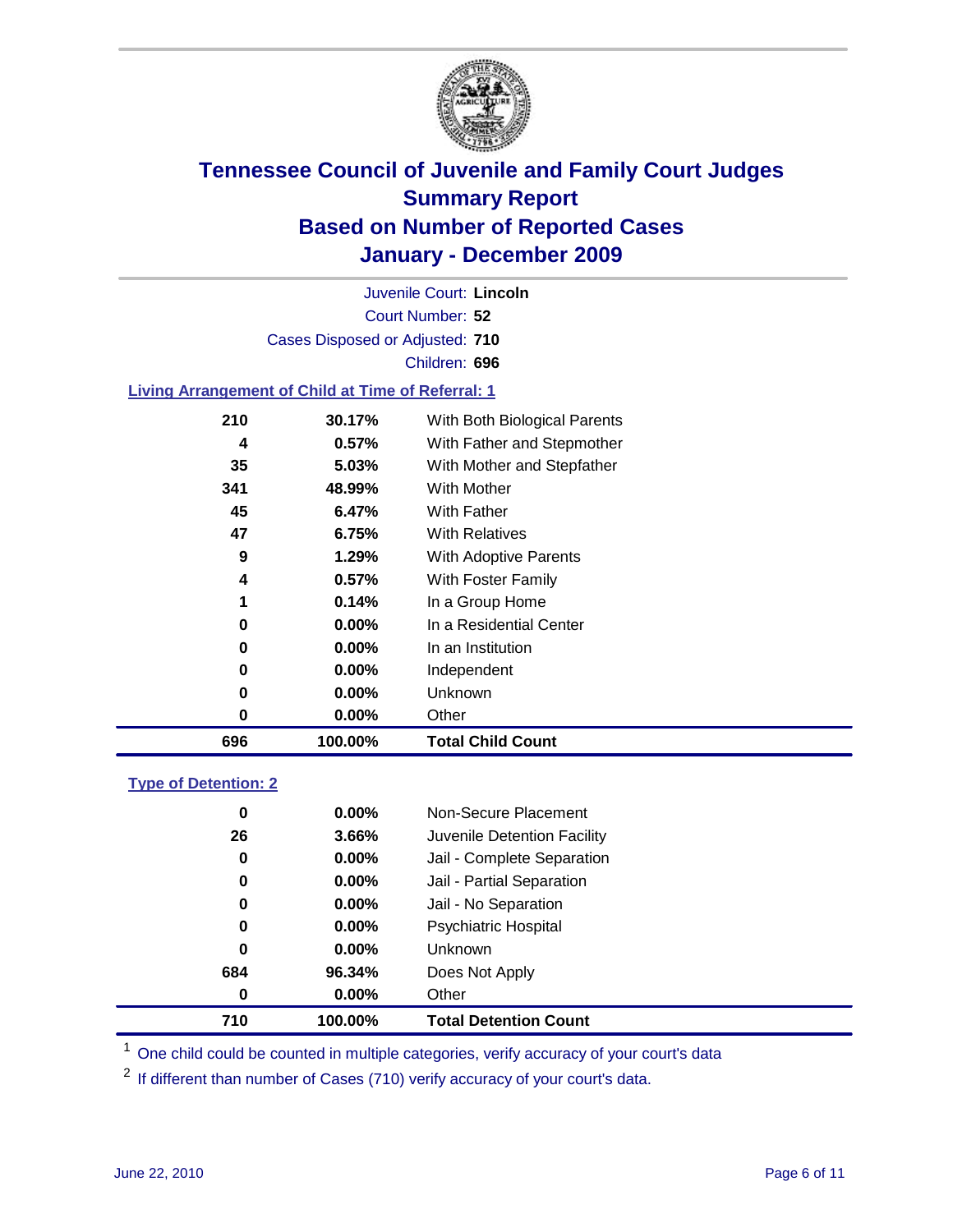# Tennessee Council of Juvenile and Family Court Judges
## Summary Report
## Based on Number of Reported Cases
## January - December 2009

Juvenile Court: **Lincoln**

Court Number: **52**

Cases Disposed or Adjusted: **710**

Children: **696**

### Living Arrangement of Child at Time of Referral: 1

| Count | Percent | Category |
|---|---|---|
| 210 | 30.17% | With Both Biological Parents |
| 4 | 0.57% | With Father and Stepmother |
| 35 | 5.03% | With Mother and Stepfather |
| 341 | 48.99% | With Mother |
| 45 | 6.47% | With Father |
| 47 | 6.75% | With Relatives |
| 9 | 1.29% | With Adoptive Parents |
| 4 | 0.57% | With Foster Family |
| 1 | 0.14% | In a Group Home |
| 0 | 0.00% | In a Residential Center |
| 0 | 0.00% | In an Institution |
| 0 | 0.00% | Independent |
| 0 | 0.00% | Unknown |
| 0 | 0.00% | Other |
| **696** | **100.00%** | **Total Child Count** |

### Type of Detention: 2

| Count | Percent | Category |
|---|---|---|
| 0 | 0.00% | Non-Secure Placement |
| 26 | 3.66% | Juvenile Detention Facility |
| 0 | 0.00% | Jail - Complete Separation |
| 0 | 0.00% | Jail - Partial Separation |
| 0 | 0.00% | Jail - No Separation |
| 0 | 0.00% | Psychiatric Hospital |
| 0 | 0.00% | Unknown |
| 684 | 96.34% | Does Not Apply |
| 0 | 0.00% | Other |
| **710** | **100.00%** | **Total Detention Count** |

[1] One child could be counted in multiple categories, verify accuracy of your court's data

[2] If different than number of Cases (710) verify accuracy of your court's data.

June 22, 2010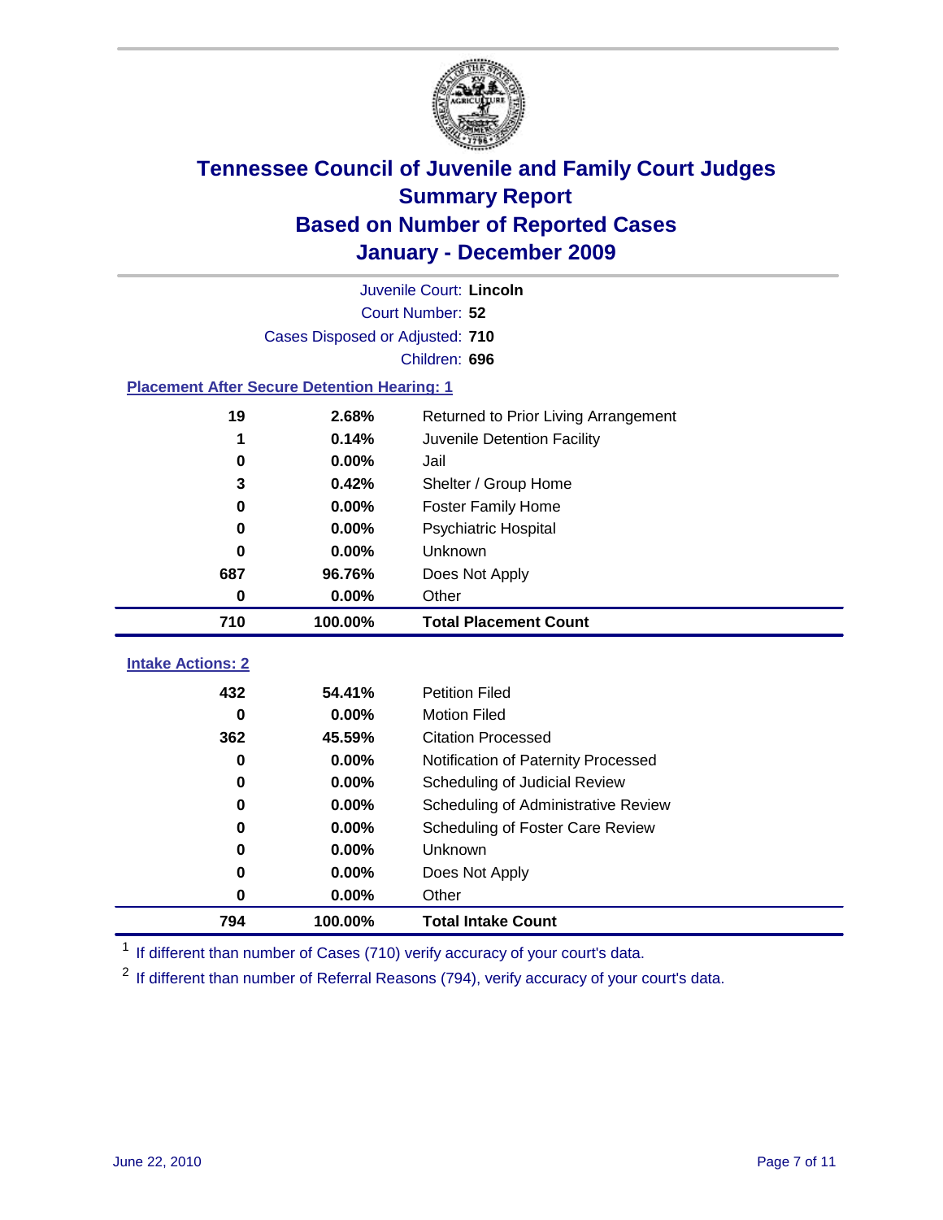# Tennessee Council of Juvenile and Family Court Judges
## Summary Report
## Based on Number of Reported Cases
## January - December 2009

Juvenile Court: **Lincoln**

Court Number: **52**

Cases Disposed or Adjusted: **710**

Children: **696**

### Placement After Secure Detention Hearing: 1

| | | |
|---|---|---|
| 19 | 2.68% | Returned to Prior Living Arrangement |
| 1 | 0.14% | Juvenile Detention Facility |
| 0 | 0.00% | Jail |
| 3 | 0.42% | Shelter / Group Home |
| 0 | 0.00% | Foster Family Home |
| 0 | 0.00% | Psychiatric Hospital |
| 0 | 0.00% | Unknown |
| 687 | 96.76% | Does Not Apply |
| 0 | 0.00% | Other |
| **710** | **100.00%** | **Total Placement Count** |

### Intake Actions: 2

| | | |
|---|---|---|
| 432 | 54.41% | Petition Filed |
| 0 | 0.00% | Motion Filed |
| 362 | 45.59% | Citation Processed |
| 0 | 0.00% | Notification of Paternity Processed |
| 0 | 0.00% | Scheduling of Judicial Review |
| 0 | 0.00% | Scheduling of Administrative Review |
| 0 | 0.00% | Scheduling of Foster Care Review |
| 0 | 0.00% | Unknown |
| 0 | 0.00% | Does Not Apply |
| 0 | 0.00% | Other |
| **794** | **100.00%** | **Total Intake Count** |

[1] If different than number of Cases (710) verify accuracy of your court's data.

[2] If different than number of Referral Reasons (794), verify accuracy of your court's data.

June 22, 2010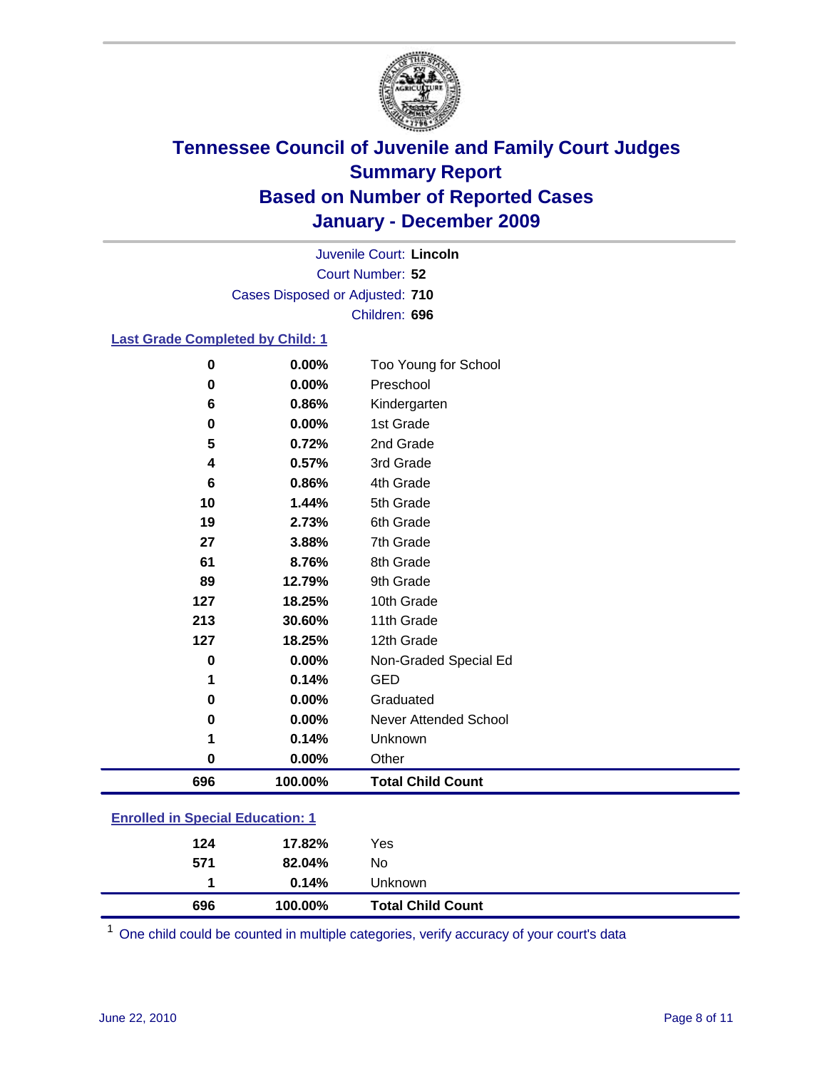# Tennessee Council of Juvenile and Family Court Judges
## Summary Report
## Based on Number of Reported Cases
## January - December 2009

Juvenile Court: **Lincoln**
Court Number: **52**
Cases Disposed or Adjusted: **710**
Children: **696**

### Last Grade Completed by Child: 1

| | | |
|---|---|---|
| 0 | 0.00% | Too Young for School |
| 0 | 0.00% | Preschool |
| 6 | 0.86% | Kindergarten |
| 0 | 0.00% | 1st Grade |
| 5 | 0.72% | 2nd Grade |
| 4 | 0.57% | 3rd Grade |
| 6 | 0.86% | 4th Grade |
| 10 | 1.44% | 5th Grade |
| 19 | 2.73% | 6th Grade |
| 27 | 3.88% | 7th Grade |
| 61 | 8.76% | 8th Grade |
| 89 | 12.79% | 9th Grade |
| 127 | 18.25% | 10th Grade |
| 213 | 30.60% | 11th Grade |
| 127 | 18.25% | 12th Grade |
| 0 | 0.00% | Non-Graded Special Ed |
| 1 | 0.14% | GED |
| 0 | 0.00% | Graduated |
| 0 | 0.00% | Never Attended School |
| 1 | 0.14% | Unknown |
| 0 | 0.00% | Other |
| **696** | **100.00%** | **Total Child Count** |

### Enrolled in Special Education: 1

| | | |
|---|---|---|
| 124 | 17.82% | Yes |
| 571 | 82.04% | No |
| 1 | 0.14% | Unknown |
| **696** | **100.00%** | **Total Child Count** |

[1] One child could be counted in multiple categories, verify accuracy of your court's data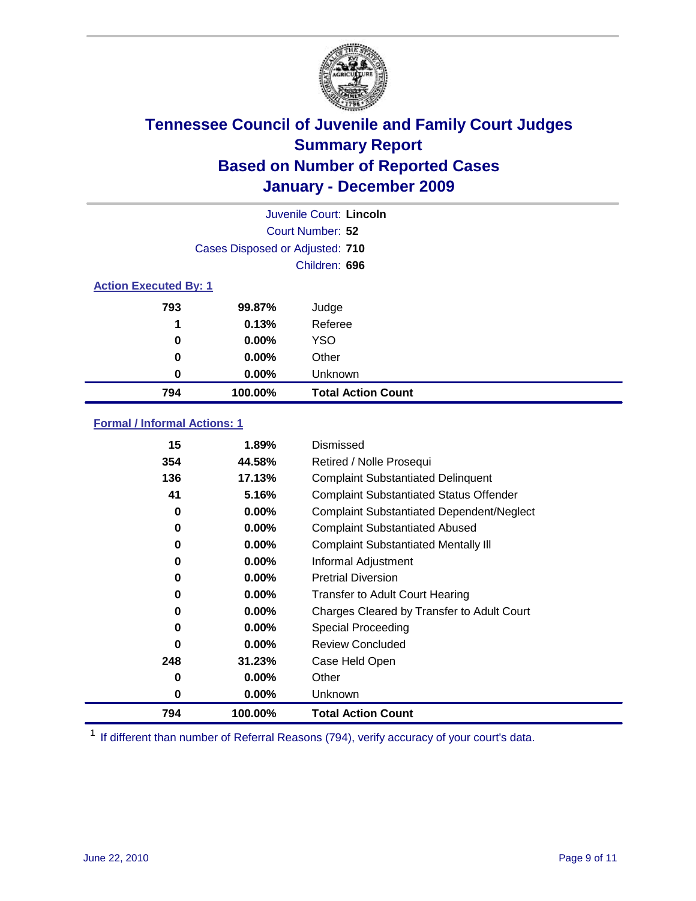# Tennessee Council of Juvenile and Family Court Judges
## Summary Report
## Based on Number of Reported Cases
## January - December 2009

Juvenile Court: **Lincoln**

Court Number: **52**

Cases Disposed or Adjusted: **710**

Children: **696**

### Action Executed By: 1

| | | |
|---|---|---|
| 793 | 99.87% | Judge |
| 1 | 0.13% | Referee |
| 0 | 0.00% | YSO |
| 0 | 0.00% | Other |
| 0 | 0.00% | Unknown |
| **794** | **100.00%** | **Total Action Count** |

### Formal / Informal Actions: 1

| | | |
|---|---|---|
| 15 | 1.89% | Dismissed |
| 354 | 44.58% | Retired / Nolle Prosequi |
| 136 | 17.13% | Complaint Substantiated Delinquent |
| 41 | 5.16% | Complaint Substantiated Status Offender |
| 0 | 0.00% | Complaint Substantiated Dependent/Neglect |
| 0 | 0.00% | Complaint Substantiated Abused |
| 0 | 0.00% | Complaint Substantiated Mentally Ill |
| 0 | 0.00% | Informal Adjustment |
| 0 | 0.00% | Pretrial Diversion |
| 0 | 0.00% | Transfer to Adult Court Hearing |
| 0 | 0.00% | Charges Cleared by Transfer to Adult Court |
| 0 | 0.00% | Special Proceeding |
| 0 | 0.00% | Review Concluded |
| 248 | 31.23% | Case Held Open |
| 0 | 0.00% | Other |
| 0 | 0.00% | Unknown |
| **794** | **100.00%** | **Total Action Count** |

[1] If different than number of Referral Reasons (794), verify accuracy of your court's data.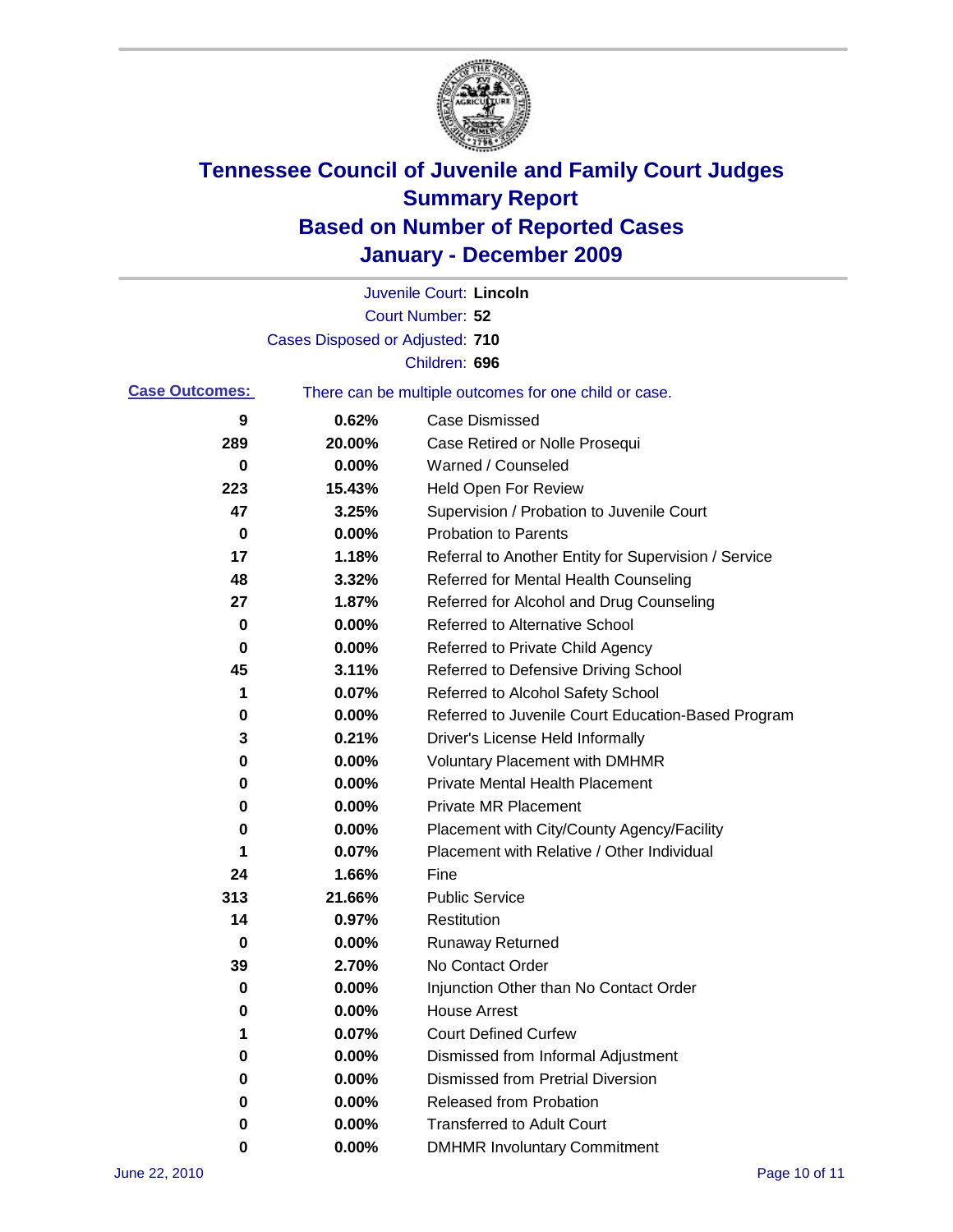# Tennessee Council of Juvenile and Family Court Judges
## Summary Report
## Based on Number of Reported Cases
## January - December 2009

Juvenile Court: **Lincoln**

Court Number: **52**

Cases Disposed or Adjusted: **710**

Children: **696**

**Case Outcomes:** There can be multiple outcomes for one child or case.

| | | |
|---|---|---|
| 9 | 0.62% | Case Dismissed |
| 289 | 20.00% | Case Retired or Nolle Prosequi |
| 0 | 0.00% | Warned / Counseled |
| 223 | 15.43% | Held Open For Review |
| 47 | 3.25% | Supervision / Probation to Juvenile Court |
| 0 | 0.00% | Probation to Parents |
| 17 | 1.18% | Referral to Another Entity for Supervision / Service |
| 48 | 3.32% | Referred for Mental Health Counseling |
| 27 | 1.87% | Referred for Alcohol and Drug Counseling |
| 0 | 0.00% | Referred to Alternative School |
| 0 | 0.00% | Referred to Private Child Agency |
| 45 | 3.11% | Referred to Defensive Driving School |
| 1 | 0.07% | Referred to Alcohol Safety School |
| 0 | 0.00% | Referred to Juvenile Court Education-Based Program |
| 3 | 0.21% | Driver's License Held Informally |
| 0 | 0.00% | Voluntary Placement with DMHMR |
| 0 | 0.00% | Private Mental Health Placement |
| 0 | 0.00% | Private MR Placement |
| 0 | 0.00% | Placement with City/County Agency/Facility |
| 1 | 0.07% | Placement with Relative / Other Individual |
| 24 | 1.66% | Fine |
| 313 | 21.66% | Public Service |
| 14 | 0.97% | Restitution |
| 0 | 0.00% | Runaway Returned |
| 39 | 2.70% | No Contact Order |
| 0 | 0.00% | Injunction Other than No Contact Order |
| 0 | 0.00% | House Arrest |
| 1 | 0.07% | Court Defined Curfew |
| 0 | 0.00% | Dismissed from Informal Adjustment |
| 0 | 0.00% | Dismissed from Pretrial Diversion |
| 0 | 0.00% | Released from Probation |
| 0 | 0.00% | Transferred to Adult Court |
| 0 | 0.00% | DMHMR Involuntary Commitment |

June 22, 2010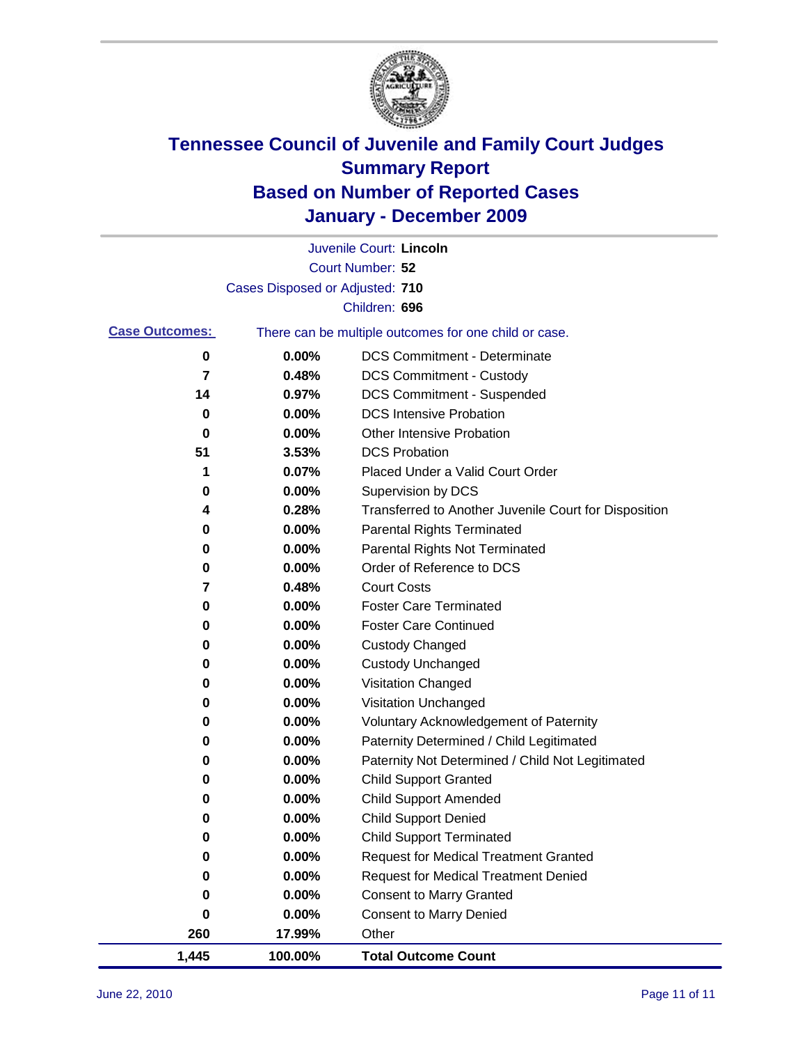# Tennessee Council of Juvenile and Family Court Judges
## Summary Report
## Based on Number of Reported Cases
## January - December 2009

Juvenile Court: **Lincoln**

Court Number: **52**

Cases Disposed or Adjusted: **710**

Children: **696**

**Case Outcomes:** There can be multiple outcomes for one child or case.

| | | |
|---|---|---|
| 0 | 0.00% | DCS Commitment - Determinate |
| 7 | 0.48% | DCS Commitment - Custody |
| 14 | 0.97% | DCS Commitment - Suspended |
| 0 | 0.00% | DCS Intensive Probation |
| 0 | 0.00% | Other Intensive Probation |
| 51 | 3.53% | DCS Probation |
| 1 | 0.07% | Placed Under a Valid Court Order |
| 0 | 0.00% | Supervision by DCS |
| 4 | 0.28% | Transferred to Another Juvenile Court for Disposition |
| 0 | 0.00% | Parental Rights Terminated |
| 0 | 0.00% | Parental Rights Not Terminated |
| 0 | 0.00% | Order of Reference to DCS |
| 7 | 0.48% | Court Costs |
| 0 | 0.00% | Foster Care Terminated |
| 0 | 0.00% | Foster Care Continued |
| 0 | 0.00% | Custody Changed |
| 0 | 0.00% | Custody Unchanged |
| 0 | 0.00% | Visitation Changed |
| 0 | 0.00% | Visitation Unchanged |
| 0 | 0.00% | Voluntary Acknowledgement of Paternity |
| 0 | 0.00% | Paternity Determined / Child Legitimated |
| 0 | 0.00% | Paternity Not Determined / Child Not Legitimated |
| 0 | 0.00% | Child Support Granted |
| 0 | 0.00% | Child Support Amended |
| 0 | 0.00% | Child Support Denied |
| 0 | 0.00% | Child Support Terminated |
| 0 | 0.00% | Request for Medical Treatment Granted |
| 0 | 0.00% | Request for Medical Treatment Denied |
| 0 | 0.00% | Consent to Marry Granted |
| 0 | 0.00% | Consent to Marry Denied |
| 260 | 17.99% | Other |
| **1,445** | **100.00%** | **Total Outcome Count** |

June 22, 2010